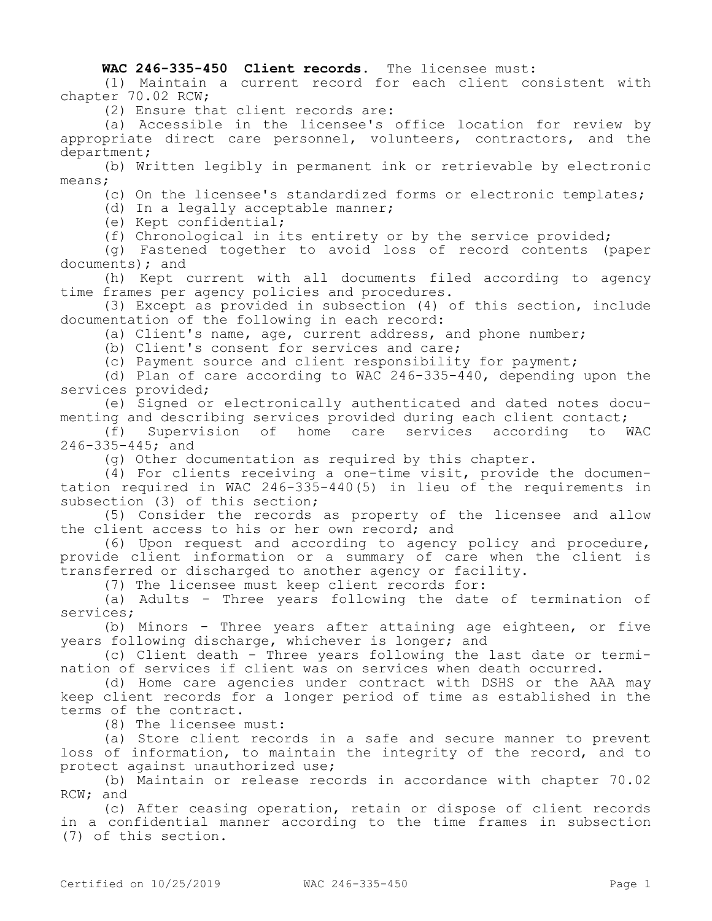**WAC 246-335-450 Client records.** The licensee must:

(1) Maintain a current record for each client consistent with chapter 70.02 RCW;

(2) Ensure that client records are:

(a) Accessible in the licensee's office location for review by appropriate direct care personnel, volunteers, contractors, and the department;

(b) Written legibly in permanent ink or retrievable by electronic means;

(c) On the licensee's standardized forms or electronic templates;

(d) In a legally acceptable manner;

(e) Kept confidential;

(f) Chronological in its entirety or by the service provided;

(g) Fastened together to avoid loss of record contents (paper documents); and

(h) Kept current with all documents filed according to agency time frames per agency policies and procedures.

(3) Except as provided in subsection (4) of this section, include documentation of the following in each record:

(a) Client's name, age, current address, and phone number;

(b) Client's consent for services and care;

(c) Payment source and client responsibility for payment;

(d) Plan of care according to WAC 246-335-440, depending upon the services provided;

(e) Signed or electronically authenticated and dated notes documenting and describing services provided during each client contact;

(f) Supervision of home care services according to WAC 246-335-445; and

(g) Other documentation as required by this chapter.

(4) For clients receiving a one-time visit, provide the documentation required in WAC 246-335-440(5) in lieu of the requirements in subsection (3) of this section;

(5) Consider the records as property of the licensee and allow the client access to his or her own record; and

(6) Upon request and according to agency policy and procedure, provide client information or a summary of care when the client is transferred or discharged to another agency or facility.

(7) The licensee must keep client records for:

(a) Adults - Three years following the date of termination of services;

(b) Minors - Three years after attaining age eighteen, or five years following discharge, whichever is longer; and

(c) Client death - Three years following the last date or termination of services if client was on services when death occurred.

(d) Home care agencies under contract with DSHS or the AAA may keep client records for a longer period of time as established in the terms of the contract.

(8) The licensee must:

(a) Store client records in a safe and secure manner to prevent loss of information, to maintain the integrity of the record, and to protect against unauthorized use;

(b) Maintain or release records in accordance with chapter 70.02 RCW; and

(c) After ceasing operation, retain or dispose of client records in a confidential manner according to the time frames in subsection (7) of this section.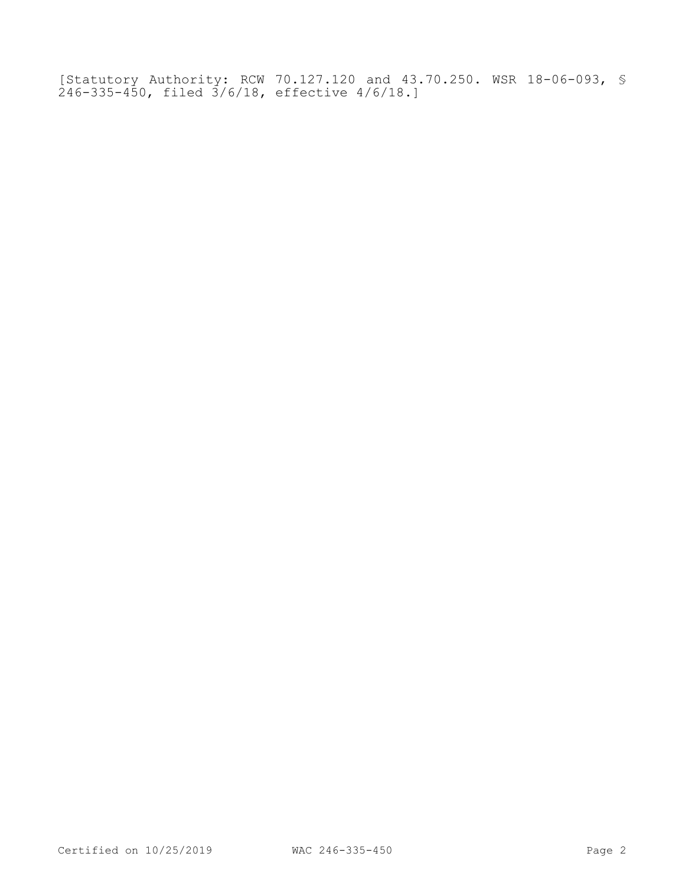[Statutory Authority: RCW 70.127.120 and 43.70.250. WSR 18-06-093, § 246-335-450, filed 3/6/18, effective 4/6/18.]